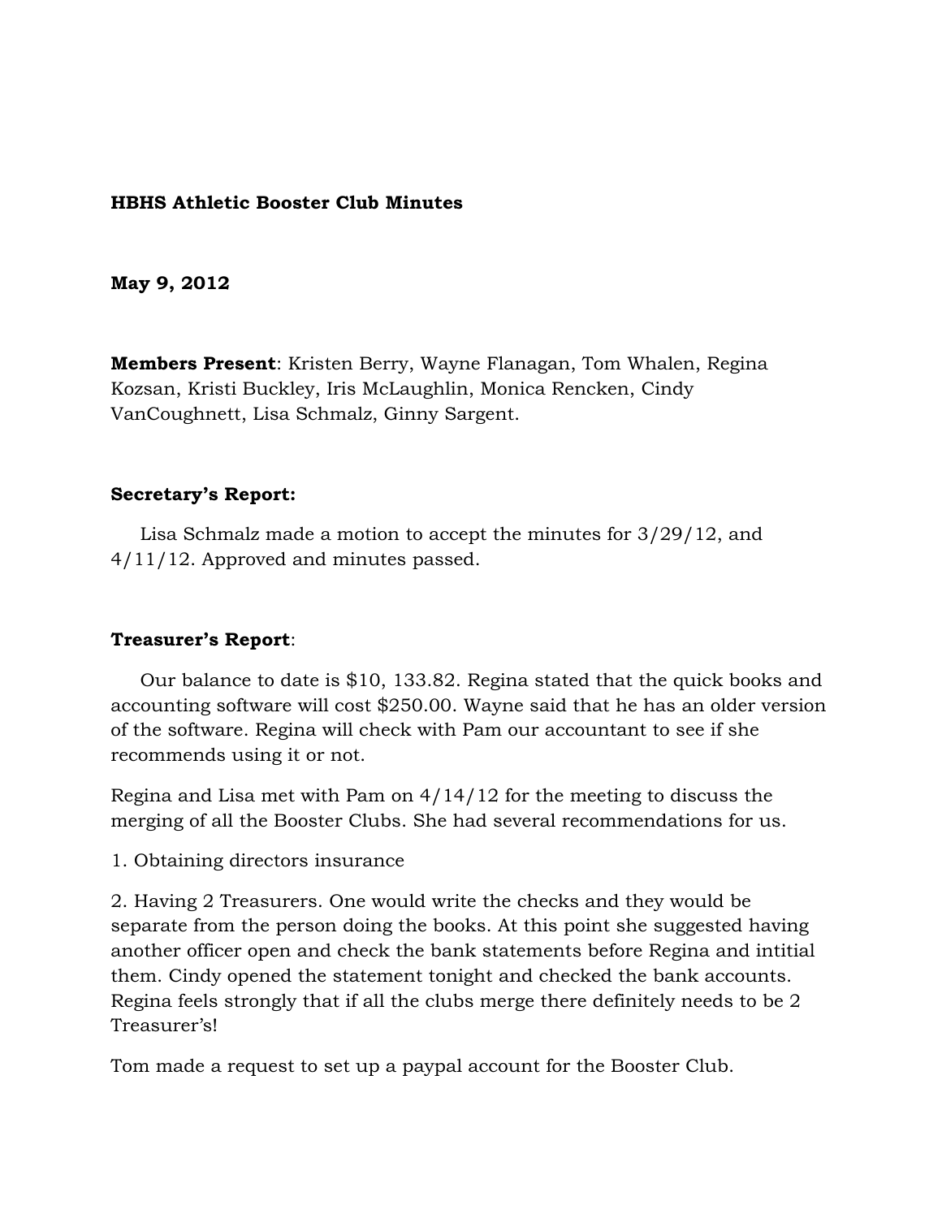**HBHS Athletic Booster Club Minutes**

**May 9, 2012**

**Members Present**: Kristen Berry, Wayne Flanagan, Tom Whalen, Regina Kozsan, Kristi Buckley, Iris McLaughlin, Monica Rencken, Cindy VanCoughnett, Lisa Schmalz, Ginny Sargent.

**Secretary's Report:**

Lisa Schmalz made a motion to accept the minutes for 3/29/12, and 4/11/12. Approved and minutes passed.

**Treasurer's Report**:

Our balance to date is $10, 133.82. Regina stated that the quick books and accounting software will cost $250.00. Wayne said that he has an older version of the software. Regina will check with Pam our accountant to see if she recommends using it or not.

Regina and Lisa met with Pam on 4/14/12 for the meeting to discuss the merging of all the Booster Clubs. She had several recommendations for us.

1. Obtaining directors insurance

2. Having 2 Treasurers. One would write the checks and they would be separate from the person doing the books. At this point she suggested having another officer open and check the bank statements before Regina and intitial them. Cindy opened the statement tonight and checked the bank accounts. Regina feels strongly that if all the clubs merge there definitely needs to be 2 Treasurer's!

Tom made a request to set up a paypal account for the Booster Club.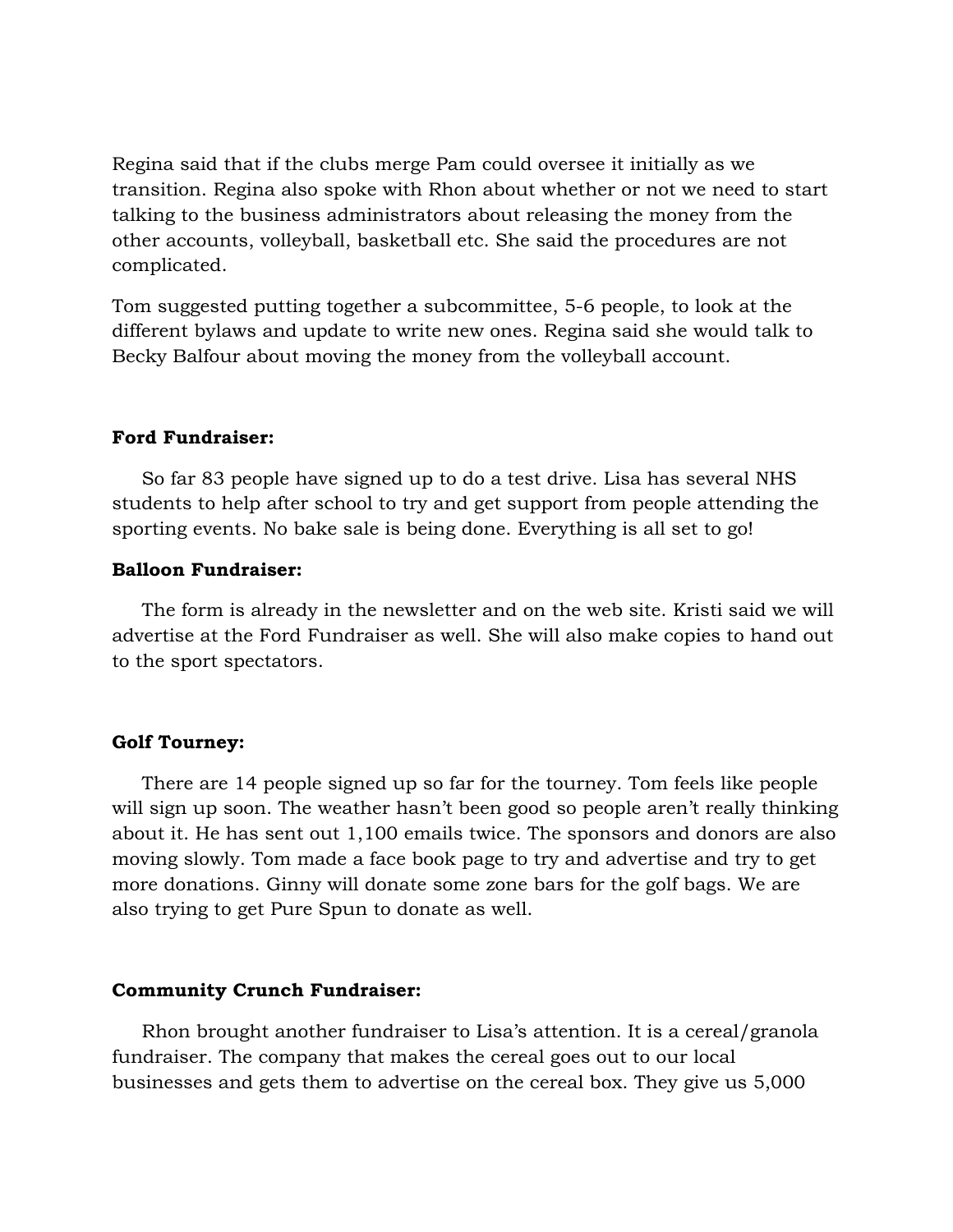Regina said that if the clubs merge Pam could oversee it initially as we transition. Regina also spoke with Rhon about whether or not we need to start talking to the business administrators about releasing the money from the other accounts, volleyball, basketball etc. She said the procedures are not complicated.

Tom suggested putting together a subcommittee, 5-6 people, to look at the different bylaws and update to write new ones. Regina said she would talk to Becky Balfour about moving the money from the volleyball account.

**Ford Fundraiser:**

So far 83 people have signed up to do a test drive. Lisa has several NHS students to help after school to try and get support from people attending the sporting events. No bake sale is being done. Everything is all set to go!

**Balloon Fundraiser:**

The form is already in the newsletter and on the web site. Kristi said we will advertise at the Ford Fundraiser as well. She will also make copies to hand out to the sport spectators.

**Golf Tourney:**

There are 14 people signed up so far for the tourney. Tom feels like people will sign up soon. The weather hasn't been good so people aren't really thinking about it. He has sent out 1,100 emails twice. The sponsors and donors are also moving slowly. Tom made a face book page to try and advertise and try to get more donations. Ginny will donate some zone bars for the golf bags. We are also trying to get Pure Spun to donate as well.

**Community Crunch Fundraiser:**

Rhon brought another fundraiser to Lisa's attention. It is a cereal/granola fundraiser. The company that makes the cereal goes out to our local businesses and gets them to advertise on the cereal box. They give us 5,000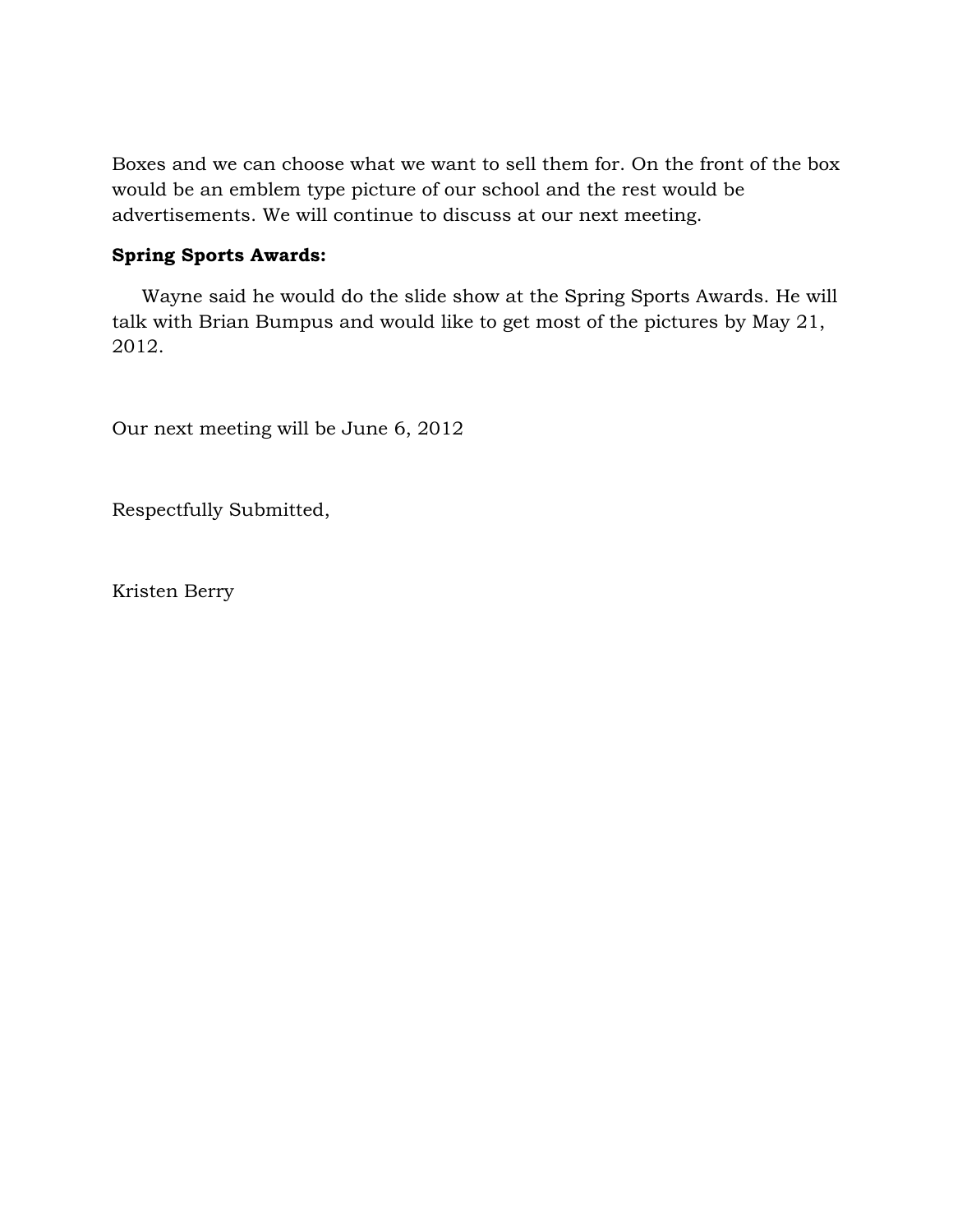Boxes and we can choose what we want to sell them for. On the front of the box would be an emblem type picture of our school and the rest would be advertisements. We will continue to discuss at our next meeting.

**Spring Sports Awards:**

Wayne said he would do the slide show at the Spring Sports Awards. He will talk with Brian Bumpus and would like to get most of the pictures by May 21, 2012.

Our next meeting will be June 6, 2012

Respectfully Submitted,

Kristen Berry